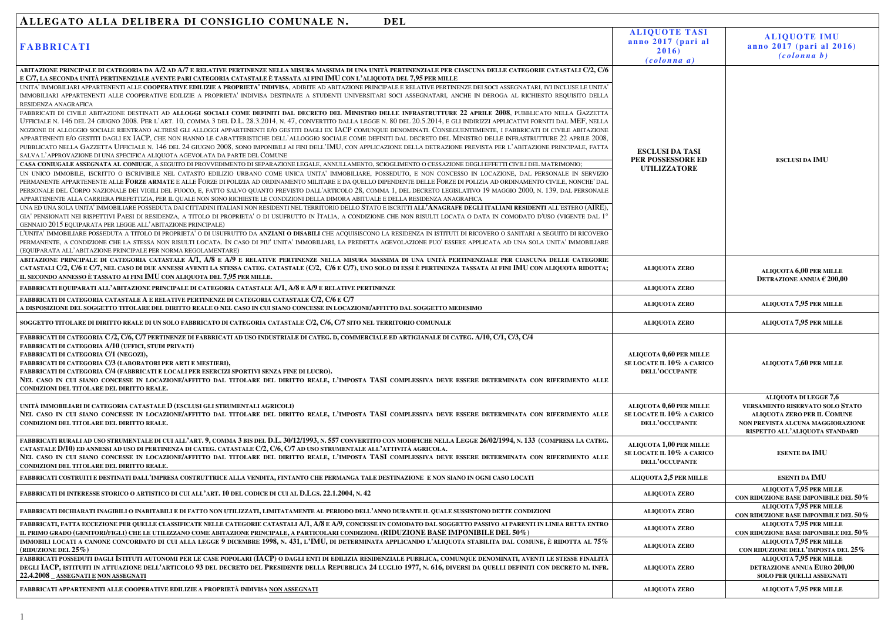# ALLEGATO ALLA DELIBERA DI CONSIGLIO COMUNALE N. DEL

| FABBRICATI | ALIQUOTE TASI anno 2017 (pari al 2016) *(colonna a)* | ALIQUOTE IMU anno 2017 (pari al 2016) *(colonna b)* |
|---|---|---|
| ABITAZIONE PRINCIPALE DI CATEGORIA DA A/2 AD A/7 E RELATIVE PERTINENZE NELLA MISURA MASSIMA DI UNA UNITÀ PERTINENZIALE PER CIASCUNA DELLE CATEGORIE CATASTALI C/2, C/6 E C/7, LA SECONDA UNITÀ PERTINENZIALE AVENTE PARI CATEGORIA CATASTALE È TASSATA AI FINI IMU CON L'ALIQUOTA DEL 7,95 PER MILLE<br>UNITA' IMMOBILIARI APPARTENENTI ALLE **COOPERATIVE EDILIZIE A PROPRIETA' INDIVISA**, ADIBITE AD ABITAZIONE PRINCIPALE E RELATIVE PERTINENZE DEI SOCI ASSEGNATARI, IVI INCLUSE LE UNITA' IMMOBILIARI APPARTENENTI ALLE COOPERATIVE EDILIZIE A PROPRIETA' INDIVISA DESTINATE A STUDENTI UNIVERSITARI SOCI ASSEGNATARI, ANCHE IN DEROGA AL RICHIESTO REQUISITO DELLA RESIDENZA ANAGRAFICA<br>FABBRICATI DI CIVILE ABITAZIONE DESTINATI AD **ALLOGGI SOCIALI COME DEFINITI DAL DECRETO DEL MINISTRO DELLE INFRASTRUTTURE 22 APRILE 2008**, PUBBLICATO NELLA GAZZETTA UFFICIALE N. 146 DEL 24 GIUGNO 2008. PER L'ART. 10, COMMA 3 DEL D.L. 28.3.2014, N. 47, CONVERTITO DALLA LEGGE N. 80 DEL 20.5.2014, E GLI INDIRIZZI APPLICATIVI FORNITI DAL MEF, NELLA NOZIONE DI ALLOGGIO SOCIALE RIENTRANO ALTRESÌ GLI ALLOGGI APPARTENENTI E/O GESTITI DAGLI EX IACP COMUNQUE DENOMINATI. CONSEGUENTEMENTE, I FABBRICATI DI CIVILE ABITAZIONE APPARTENENTI E/O GESTITI DAGLI EX IACP, CHE NON HANNO LE CARATTERISTICHE DELL'ALLOGGIO SOCIALE COME DEFINITI DAL DECRETO DEL MINISTRO DELLE INFRASTRUTTURE 22 APRILE 2008, PUBBLICATO NELLA GAZZETTA UFFICIALE N. 146 DEL 24 GIUGNO 2008, SONO IMPONIBILI AI FINI DELL'IMU, CON APPLICAZIONE DELLA DETRAZIONE PREVISTA PER L'ABITAZIONE PRINCIPALE, FATTA SALVA L'APPROVAZIONE DI UNA SPECIFICA ALIQUOTA AGEVOLATA DA PARTE DEL COMUNE<br>**CASA CONIUGALE ASSEGNATA AL CONIUGE**, A SEGUITO DI PROVVEDIMENTO DI SEPARAZIONE LEGALE, ANNULLAMENTO, SCIOGLIMENTO O CESSAZIONE DEGLI EFFETTI CIVILI DEL MATRIMONIO;<br>UN UNICO IMMOBILE, ISCRITTO O ISCRIVIBILE NEL CATASTO EDILIZIO URBANO COME UNICA UNITA' IMMOBILIARE, POSSEDUTO, E NON CONCESSO IN LOCAZIONE, DAL PERSONALE IN SERVIZIO PERMANENTE APPARTENENTE ALLE **FORZE ARMATE** E ALLE FORZE DI POLIZIA AD ORDINAMENTO MILITARE E DA QUELLO DIPENDENTE DELLE FORZE DI POLIZIA AD ORDINAMENTO CIVILE, NONCHE' DAL PERSONALE DEL CORPO NAZIONALE DEI VIGILI DEL FUOCO, E, FATTO SALVO QUANTO PREVISTO DALL'ARTICOLO 28, COMMA 1, DEL DECRETO LEGISLATIVO 19 MAGGIO 2000, N. 139, DAL PERSONALE APPARTENENTE ALLA CARRIERA PREFETTIZIA, PER IL QUALE NON SONO RICHIESTE LE CONDIZIONI DELLA DIMORA ABITUALE E DELLA RESIDENZA ANAGRAFICA<br>UNA ED UNA SOLA UNITA' IMMOBILIARE POSSEDUTA DAI CITTADINI ITALIANI NON RESIDENTI NEL TERRITORIO DELLO STATO E ISCRITTI **ALL'ANAGRAFE DEGLI ITALIANI RESIDENTI** ALL'ESTERO (AIRE), GIA' PENSIONATI NEI RISPETTIVI PAESI DI RESIDENZA, A TITOLO DI PROPRIETA' O DI USUFRUTTO IN ITALIA, A CONDIZIONE CHE NON RISULTI LOCATA O DATA IN COMODATO D'USO (VIGENTE DAL 1° GENNAIO 2015 EQUIPARATA PER LEGGE ALL'ABITAZIONE PRINCIPALE)<br>L'UNITA' IMMOBILIARE POSSEDUTA A TITOLO DI PROPRIETA' O DI USUFRUTTO DA **ANZIANI O DISABILI** CHE ACQUISISCONO LA RESIDENZA IN ISTITUTI DI RICOVERO O SANITARI A SEGUITO DI RICOVERO PERMANENTE, A CONDIZIONE CHE LA STESSA NON RISULTI LOCATA. IN CASO DI PIU' UNITA' IMMOBILIARI, LA PREDETTA AGEVOLAZIONE PUO' ESSERE APPLICATA AD UNA SOLA UNITA' IMMOBILIARE (EQUIPARATA ALL'ABITAZIONE PRINCIPALE PER NORMA REGOLAMENTARE) | ESCLUSI DA TASI PER POSSESSORE ED UTILIZZATORE | ESCLUSI DA IMU |
| ABITAZIONE PRINCIPALE DI CATEGORIA CATASTALE A/1, A/8 E A/9 E RELATIVE PERTINENZE NELLA MISURA MASSIMA DI UNA UNITÀ PERTINENZIALE PER CIASCUNA DELLE CATEGORIE CATASTALI C/2, C/6 E C/7, NEL CASO DI DUE ANNESSI AVENTI LA STESSA CATEG. CATASTALE (C/2, C/6 E C/7), UNO SOLO DI ESSI È PERTINENZA TASSATA AI FINI IMU CON ALIQUOTA RIDOTTA; IL SECONDO ANNESSO È TASSATO AI FINI IMU CON ALIQUOTA DEL 7,95 PER MILLE. | ALIQUOTA ZERO | ALIQUOTA 6,00 PER MILLE DETRAZIONE ANNUA € 200,00 |
| FABBRICATI EQUIPARATI ALL'ABITAZIONE PRINCIPALE DI CATEGORIA CATASTALE A/1, A/8 E A/9 E RELATIVE PERTINENZE | ALIQUOTA ZERO | |
| FABBRICATI DI CATEGORIA CATASTALE A E RELATIVE PERTINENZE DI CATEGORIA CATASTALE C/2, C/6 E C/7 A DISPOSIZIONE DEL SOGGETTO TITOLARE DEL DIRITTO REALE O NEL CASO IN CUI SIANO CONCESSE IN LOCAZIONE/AFFITTO DAL SOGGETTO MEDESIMO | ALIQUOTA ZERO | ALIQUOTA 7,95 PER MILLE |
| SOGGETTO TITOLARE DI DIRITTO REALE DI UN SOLO FABBRICATO DI CATEGORIA CATASTALE C/2, C/6, C/7 SITO NEL TERRITORIO COMUNALE | ALIQUOTA ZERO | ALIQUOTA 7,95 PER MILLE |
| FABBRICATI DI CATEGORIA C/2, C/6, C/7 PERTINENZE DI FABBRICATI AD USO INDUSTRIALE DI CATEG. D, COMMERCIALE ED ARTIGIANALE DI CATEG. A/10, C/1, C/3, C/4<br>FABBRICATI DI CATEGORIA A/10 (UFFICI, STUDI PRIVATI)<br>FABBRICATI DI CATEGORIA C/1 (NEGOZI),<br>FABBRICATI DI CATEGORIA C/3 (LABORATORI PER ARTI E MESTIERI),<br>FABBRICATI DI CATEGORIA C/4 (FABBRICATI E LOCALI PER ESERCIZI SPORTIVI SENZA FINE DI LUCRO).<br>NEL CASO IN CUI SIANO CONCESSE IN LOCAZIONE/AFFITTO DAL TITOLARE DEL DIRITTO REALE, L'IMPOSTA TASI COMPLESSIVA DEVE ESSERE DETERMINATA CON RIFERIMENTO ALLE CONDIZIONI DEL TITOLARE DEL DIRITTO REALE. | ALIQUOTA 0,60 PER MILLE SE LOCATE IL 10% A CARICO DELL'OCCUPANTE | ALIQUOTA 7,60 PER MILLE |
| UNITÀ IMMOBILIARI DI CATEGORIA CATASTALE D (ESCLUSI GLI STRUMENTALI AGRICOLI)<br>NEL CASO IN CUI SIANO CONCESSE IN LOCAZIONE/AFFITTO DAL TITOLARE DEL DIRITTO REALE, L'IMPOSTA TASI COMPLESSIVA DEVE ESSERE DETERMINATA CON RIFERIMENTO ALLE CONDIZIONI DEL TITOLARE DEL DIRITTO REALE. | ALIQUOTA 0,60 PER MILLE SE LOCATE IL 10% A CARICO DELL'OCCUPANTE | ALIQUOTA DI LEGGE 7,6 VERSAMENTO RISERVATO SOLO STATO ALIQUOTA ZERO PER IL COMUNE NON PREVISTA ALCUNA MAGGIORAZIONE RISPETTO ALL'ALIQUOTA STANDARD |
| FABBRICATI RURALI AD USO STRUMENTALE DI CUI ALL'ART. 9, COMMA 3 BIS DEL D.L. 30/12/1993, N. 557 CONVERTITO CON MODIFICHE NELLA LEGGE 26/02/1994, N. 133 (COMPRESA LA CATEG. CATASTALE D/10) ED ANNESSI AD USO DI PERTINENZA DI CATEG. CATASTALE C/2, C/6, C/7 AD USO STRUMENTALE ALL'ATTIVITÀ AGRICOLA.<br>NEL CASO IN CUI SIANO CONCESSE IN LOCAZIONE/AFFITTO DAL TITOLARE DEL DIRITTO REALE, L'IMPOSTA TASI COMPLESSIVA DEVE ESSERE DETERMINATA CON RIFERIMENTO ALLE CONDIZIONI DEL TITOLARE DEL DIRITTO REALE. | ALIQUOTA 1,00 PER MILLE SE LOCATE IL 10% A CARICO DELL'OCCUPANTE | ESENTE DA IMU |
| FABBRICATI COSTRUITI E DESTINATI DALL'IMPRESA COSTRUTTRICE ALLA VENDITA, FINTANTO CHE PERMANGA TALE DESTINAZIONE E NON SIANO IN OGNI CASO LOCATI | ALIQUOTA 2,5 PER MILLE | ESENTI DA IMU |
| FABBRICATI DI INTERESSE STORICO O ARTISTICO DI CUI ALL'ART. 10 DEL CODICE DI CUI AL D.LGS. 22.1.2004, N. 42 | ALIQUOTA ZERO | ALIQUOTA 7,95 PER MILLE CON RIDUZIONE BASE IMPONIBILE DEL 50% |
| FABBRICATI DICHIARATI INAGIBILI O INABITABILI E DI FATTO NON UTILIZZATI, LIMITATAMENTE AL PERIODO DELL'ANNO DURANTE IL QUALE SUSSISTONO DETTE CONDIZIONI | ALIQUOTA ZERO | ALIQUOTA 7,95 PER MILLE CON RIDUZIONE BASE IMPONIBILE DEL 50% |
| FABBRICATI, FATTA ECCEZIONE PER QUELLE CLASSIFICATE NELLE CATEGORIE CATASTALI A/1, A/8 E A/9, CONCESSE IN COMODATO DAL SOGGETTO PASSIVO AI PARENTI IN LINEA RETTA ENTRO IL PRIMO GRADO (GENITORI/FIGLI) CHE LE UTILIZZANO COME ABITAZIONE PRINCIPALE, A PARTICOLARI CONDIZIONI. (RIDUZIONE BASE IMPONIBILE DEL 50%) | ALIQUOTA ZERO | ALIQUOTA 7,95 PER MILLE CON RIDUZIONE BASE IMPONIBILE DEL 50% |
| IMMOBILI LOCATI A CANONE CONCORDATO DI CUI ALLA LEGGE 9 DICEMBRE 1998, N. 431, L'IMU, DI DETERMINATA APPLICANDO L'ALIQUOTA STABILITA DAL COMUNE, È RIDOTTA AL 75% (RIDUZIONE DEL 25%) | ALIQUOTA ZERO | ALIQUOTA 7,95 PER MILLE CON RIDUZIONE DELL'IMPOSTA DEL 25% |
| FABBRICATI POSSEDUTI DAGLI ISTITUTI AUTONOMI PER LE CASE POPOLARI (IACP) O DAGLI ENTI DI EDILIZIA RESIDENZIALE PUBBLICA, COMUNQUE DENOMINATI, AVENTI LE STESSE FINALITÀ DEGLI IACP, ISTITUITI IN ATTUAZIONE DELL'ARTICOLO 93 DEL DECRETO DEL PRESIDENTE DELLA REPUBBLICA 24 LUGLIO 1977, N. 616, DIVERSI DA QUELLI DEFINITI CON DECRETO M. INFR. 22.4.2008 _ ASSEGNATI E NON ASSEGNATI | ALIQUOTA ZERO | ALIQUOTA 7,95 PER MILLE DETRAZIONE ANNUA EURO 200,00 SOLO PER QUELLI ASSEGNATI |
| FABBRICATI APPARTENENTI ALLE COOPERATIVE EDILIZIE A PROPRIETÀ INDIVISA NON ASSEGNATI | ALIQUOTA ZERO | ALIQUOTA 7,95 PER MILLE |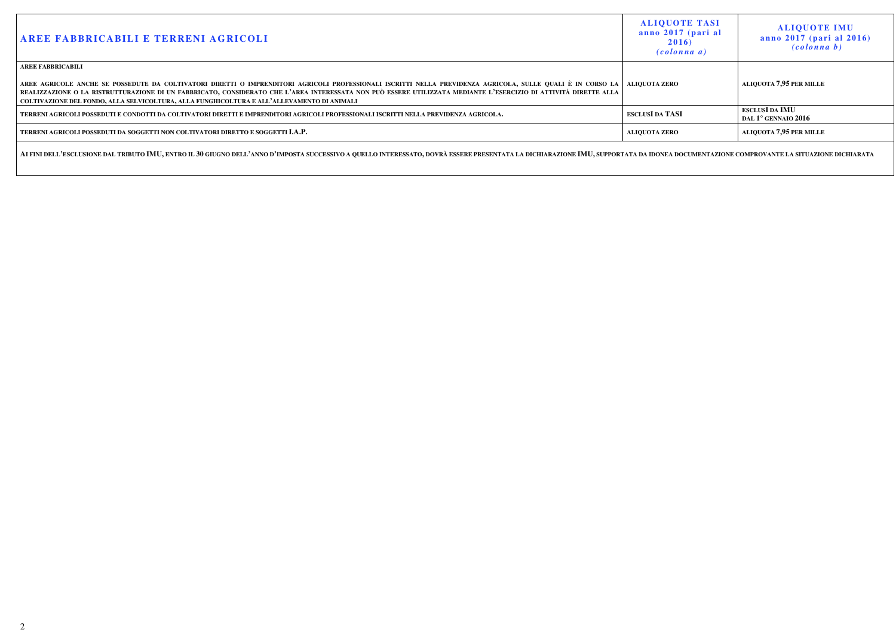| AREE FABBRICABILI E TERRENI AGRICOLI | ALIQUOTE TASI anno 2017 (pari al 2016) *(colonna a)* | ALIQUOTE IMU anno 2017 (pari al 2016) *(colonna b)* |
|---|---|---|
| **AREE FABBRICABILI** AREE AGRICOLE ANCHE SE POSSEDUTE DA COLTIVATORI DIRETTI O IMPRENDITORI AGRICOLI PROFESSIONALI ISCRITTI NELLA PREVIDENZA AGRICOLA, SULLE QUALI È IN CORSO LA REALIZZAZIONE O LA RISTRUTTURAZIONE DI UN FABBRICATO, CONSIDERATO CHE L'AREA INTERESSATA NON PUÒ ESSERE UTILIZZATA MEDIANTE L'ESERCIZIO DI ATTIVITÀ DIRETTE ALLA COLTIVAZIONE DEL FONDO, ALLA SELVICOLTURA, ALLA FUNGHICOLTURA E ALL'ALLEVAMENTO DI ANIMALI | ALIQUOTA ZERO | ALIQUOTA 7,95 PER MILLE |
| TERRENI AGRICOLI POSSEDUTI E CONDOTTI DA COLTIVATORI DIRETTI E IMPRENDITORI AGRICOLI PROFESSIONALI ISCRITTI NELLA PREVIDENZA AGRICOLA. | ESCLUSI DA TASI | ESCLUSI DA IMU DAL 1° GENNAIO 2016 |
| TERRENI AGRICOLI POSSEDUTI DA SOGGETTI NON COLTIVATORI DIRETTO E SOGGETTI I.A.P. | ALIQUOTA ZERO | ALIQUOTA 7,95 PER MILLE |
| AI FINI DELL'ESCLUSIONE DAL TRIBUTO IMU, ENTRO IL 30 GIUGNO DELL'ANNO D'IMPOSTA SUCCESSIVO A QUELLO INTERESSATO, DOVRÀ ESSERE PRESENTATA LA DICHIARAZIONE IMU, SUPPORTATA DA IDONEA DOCUMENTAZIONE COMPROVANTE LA SITUAZIONE DICHIARATA | | |